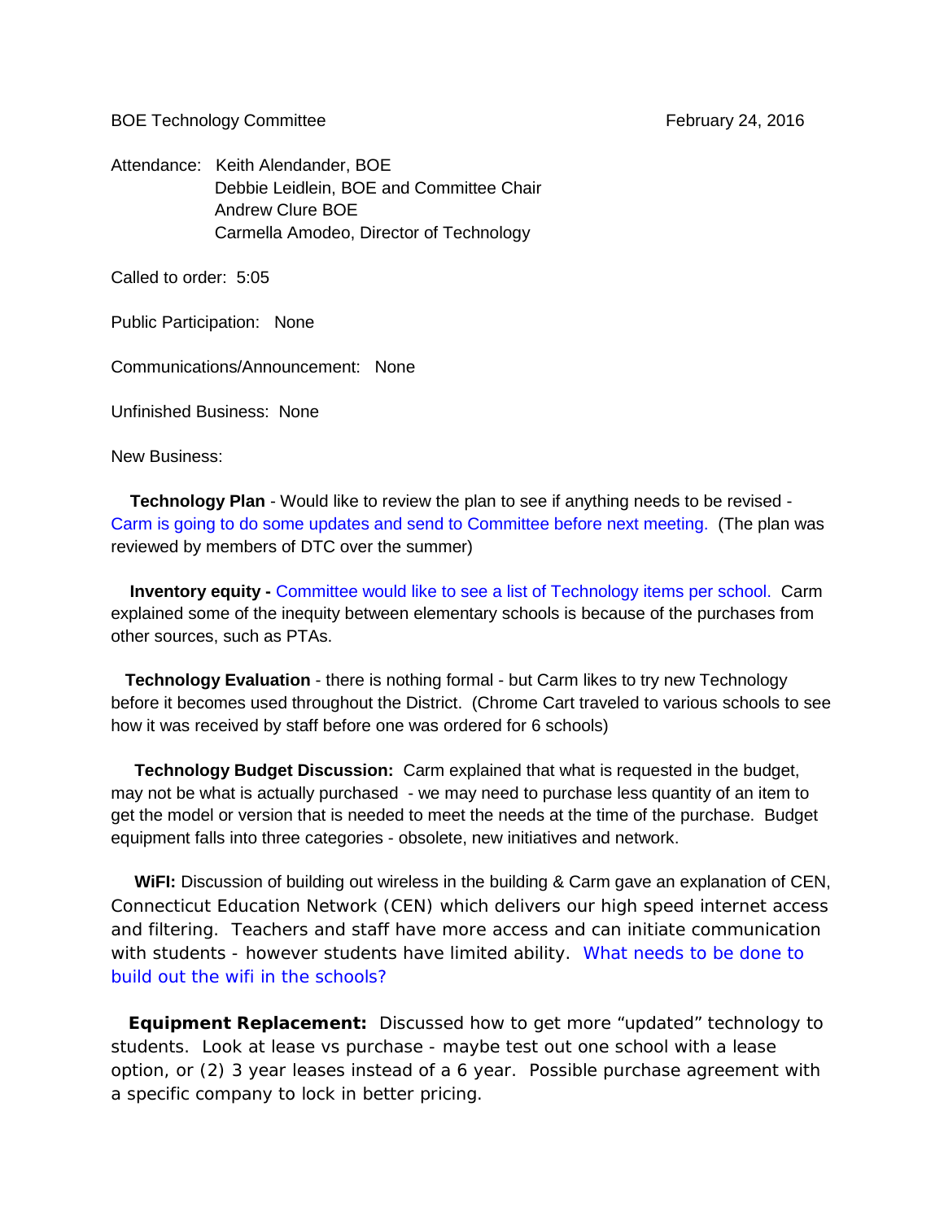BOE Technology Committee February 24, 2016

Attendance: Keith Alendander, BOE
Debbie Leidlein, BOE and Committee Chair
Andrew Clure BOE
Carmella Amodeo, Director of Technology

Called to order: 5:05

Public Participation: None

Communications/Announcement: None

Unfinished Business: None

New Business:

**Technology Plan** - Would like to review the plan to see if anything needs to be revised - Carm is going to do some updates and send to Committee before next meeting. (The plan was reviewed by members of DTC over the summer)

**Inventory equity -** Committee would like to see a list of Technology items per school. Carm explained some of the inequity between elementary schools is because of the purchases from other sources, such as PTAs.

**Technology Evaluation** - there is nothing formal - but Carm likes to try new Technology before it becomes used throughout the District. (Chrome Cart traveled to various schools to see how it was received by staff before one was ordered for 6 schools)

**Technology Budget Discussion:** Carm explained that what is requested in the budget, may not be what is actually purchased - we may need to purchase less quantity of an item to get the model or version that is needed to meet the needs at the time of the purchase. Budget equipment falls into three categories - obsolete, new initiatives and network.

**WiFI:** Discussion of building out wireless in the building & Carm gave an explanation of CEN, Connecticut Education Network (CEN) which delivers our high speed internet access and filtering. Teachers and staff have more access and can initiate communication with students - however students have limited ability. What needs to be done to build out the wifi in the schools?

**Equipment Replacement:** Discussed how to get more "updated" technology to students. Look at lease vs purchase - maybe test out one school with a lease option, or (2) 3 year leases instead of a 6 year. Possible purchase agreement with a specific company to lock in better pricing.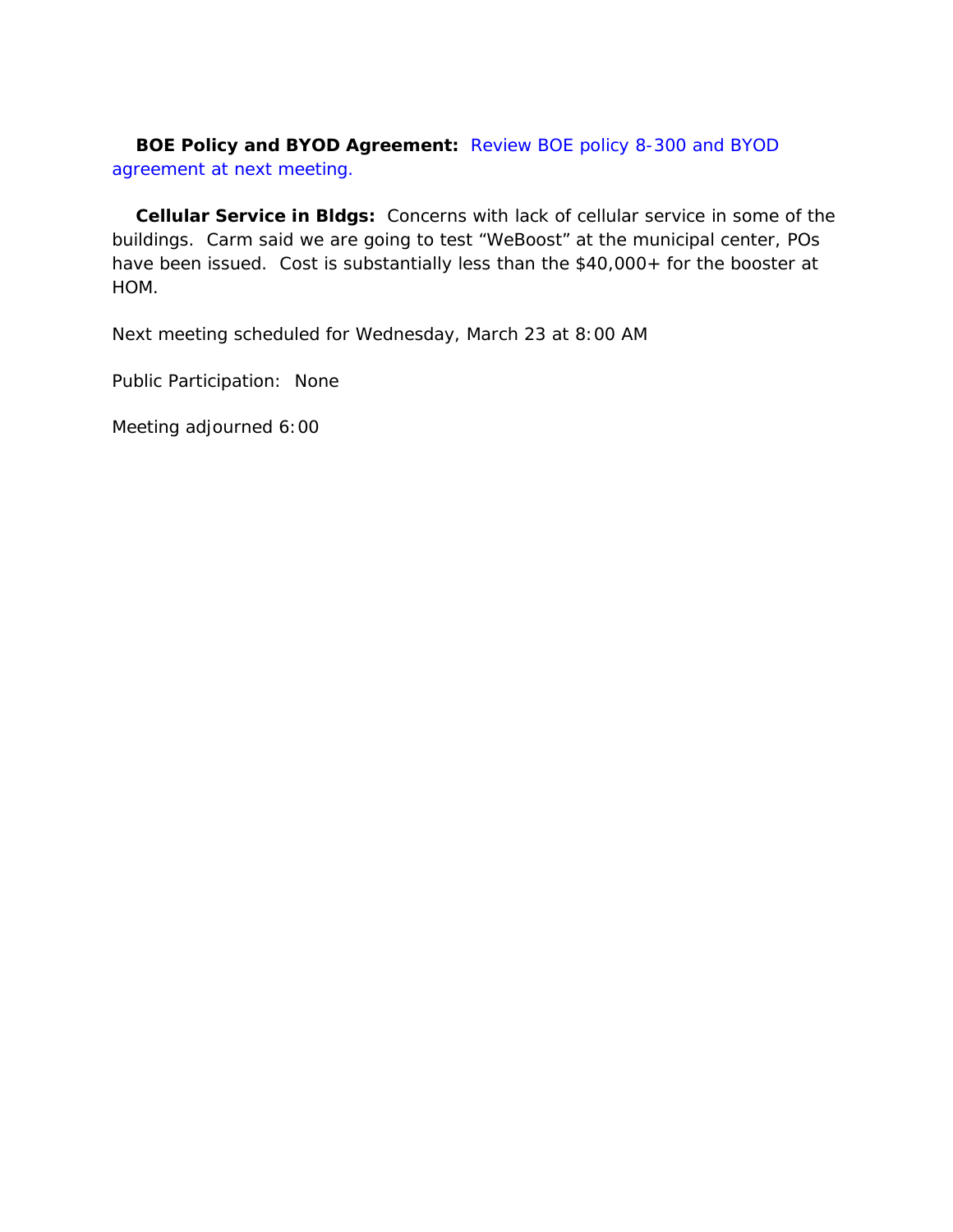**BOE Policy and BYOD Agreement:** Review BOE policy 8-300 and BYOD agreement at next meeting.

**Cellular Service in Bldgs:** Concerns with lack of cellular service in some of the buildings. Carm said we are going to test "WeBoost" at the municipal center, POs have been issued. Cost is substantially less than the $40,000+ for the booster at HOM.

Next meeting scheduled for Wednesday, March 23 at 8:00 AM

Public Participation: None

Meeting adjourned 6:00